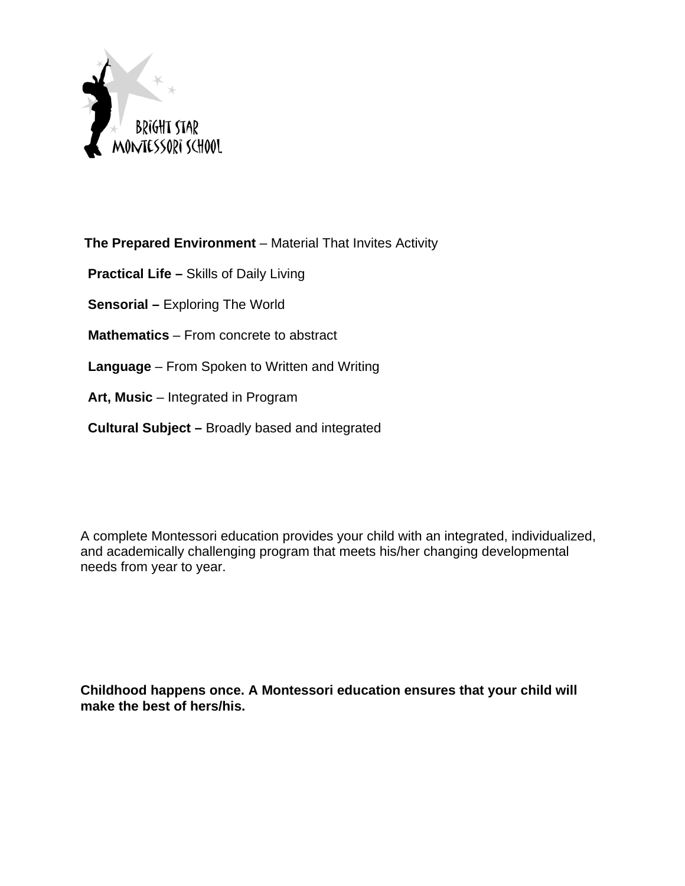BRIGHT STAR
MONTESSORI SCHOOL

**The Prepared Environment** – Material That Invites Activity

**Practical Life –** Skills of Daily Living

**Sensorial –** Exploring The World

**Mathematics** – From concrete to abstract

**Language** – From Spoken to Written and Writing

**Art, Music** – Integrated in Program

**Cultural Subject –** Broadly based and integrated

A complete Montessori education provides your child with an integrated, individualized, and academically challenging program that meets his/her changing developmental needs from year to year.

**Childhood happens once. A Montessori education ensures that your child will make the best of hers/his.**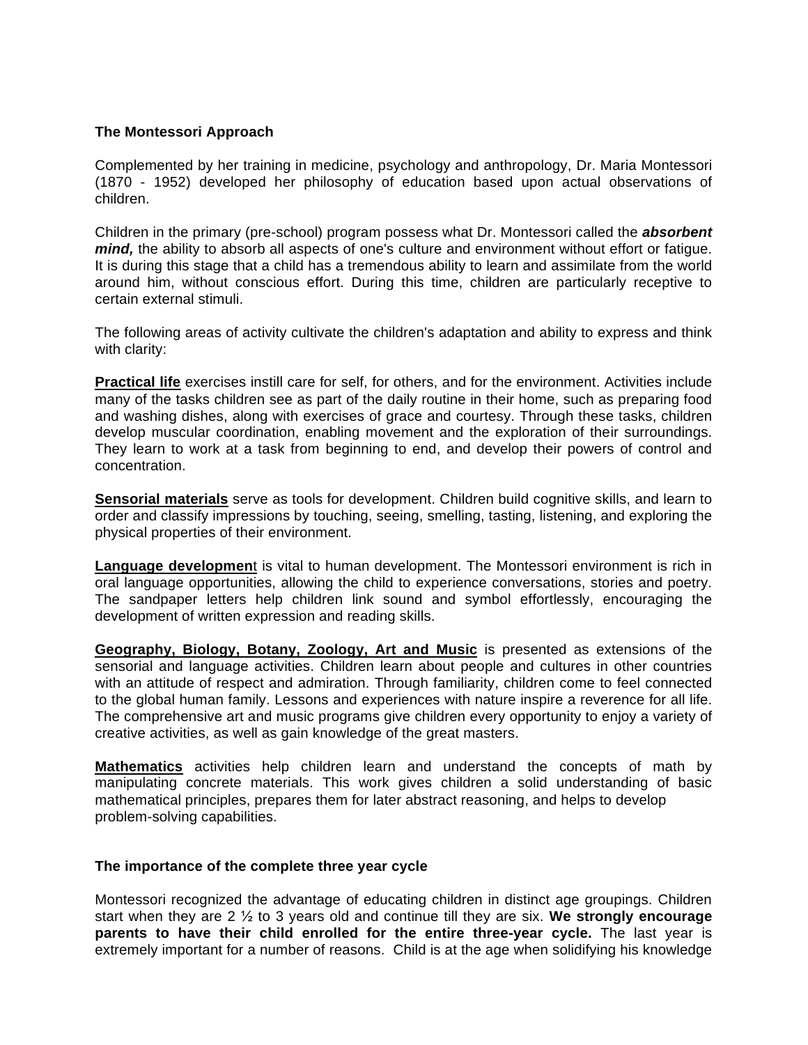## The Montessori Approach

Complemented by her training in medicine, psychology and anthropology, Dr. Maria Montessori (1870 - 1952) developed her philosophy of education based upon actual observations of children.

Children in the primary (pre-school) program possess what Dr. Montessori called the ***absorbent mind,*** the ability to absorb all aspects of one's culture and environment without effort or fatigue. It is during this stage that a child has a tremendous ability to learn and assimilate from the world around him, without conscious effort. During this time, children are particularly receptive to certain external stimuli.

The following areas of activity cultivate the children's adaptation and ability to express and think with clarity:

**Practical life** exercises instill care for self, for others, and for the environment. Activities include many of the tasks children see as part of the daily routine in their home, such as preparing food and washing dishes, along with exercises of grace and courtesy. Through these tasks, children develop muscular coordination, enabling movement and the exploration of their surroundings. They learn to work at a task from beginning to end, and develop their powers of control and concentration.

**Sensorial materials** serve as tools for development. Children build cognitive skills, and learn to order and classify impressions by touching, seeing, smelling, tasting, listening, and exploring the physical properties of their environment.

**Language developmen**t is vital to human development. The Montessori environment is rich in oral language opportunities, allowing the child to experience conversations, stories and poetry. The sandpaper letters help children link sound and symbol effortlessly, encouraging the development of written expression and reading skills.

**Geography, Biology, Botany, Zoology, Art and Music** is presented as extensions of the sensorial and language activities. Children learn about people and cultures in other countries with an attitude of respect and admiration. Through familiarity, children come to feel connected to the global human family. Lessons and experiences with nature inspire a reverence for all life. The comprehensive art and music programs give children every opportunity to enjoy a variety of creative activities, as well as gain knowledge of the great masters.

**Mathematics** activities help children learn and understand the concepts of math by manipulating concrete materials. This work gives children a solid understanding of basic mathematical principles, prepares them for later abstract reasoning, and helps to develop problem-solving capabilities.

## The importance of the complete three year cycle

Montessori recognized the advantage of educating children in distinct age groupings. Children start when they are 2 ½ to 3 years old and continue till they are six. **We strongly encourage parents to have their child enrolled for the entire three-year cycle.** The last year is extremely important for a number of reasons. Child is at the age when solidifying his knowledge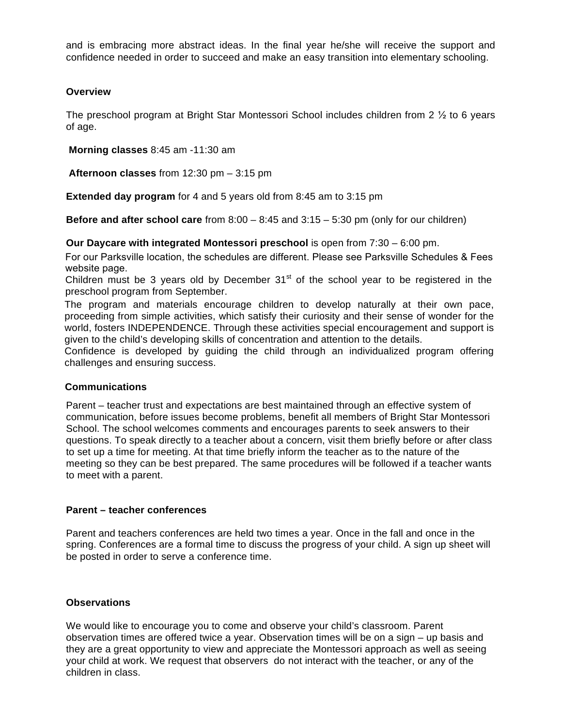and is embracing more abstract ideas. In the final year he/she will receive the support and confidence needed in order to succeed and make an easy transition into elementary schooling.

**Overview**

The preschool program at Bright Star Montessori School includes children from 2 ½ to 6 years of age.

**Morning classes** 8:45 am -11:30 am

**Afternoon classes** from 12:30 pm – 3:15 pm

**Extended day program** for 4 and 5 years old from 8:45 am to 3:15 pm

**Before and after school care** from 8:00 – 8:45 and 3:15 – 5:30 pm (only for our children)

**Our Daycare with integrated Montessori preschool** is open from 7:30 – 6:00 pm.

For our Parksville location, the schedules are different. Please see Parksville Schedules & Fees website page.

Children must be 3 years old by December 31st of the school year to be registered in the preschool program from September.

The program and materials encourage children to develop naturally at their own pace, proceeding from simple activities, which satisfy their curiosity and their sense of wonder for the world, fosters INDEPENDENCE. Through these activities special encouragement and support is given to the child's developing skills of concentration and attention to the details.

Confidence is developed by guiding the child through an individualized program offering challenges and ensuring success.

**Communications**

Parent – teacher trust and expectations are best maintained through an effective system of communication, before issues become problems, benefit all members of Bright Star Montessori School. The school welcomes comments and encourages parents to seek answers to their questions. To speak directly to a teacher about a concern, visit them briefly before or after class to set up a time for meeting. At that time briefly inform the teacher as to the nature of the meeting so they can be best prepared. The same procedures will be followed if a teacher wants to meet with a parent.

**Parent – teacher conferences**

Parent and teachers conferences are held two times a year. Once in the fall and once in the spring. Conferences are a formal time to discuss the progress of your child. A sign up sheet will be posted in order to serve a conference time.

**Observations**

We would like to encourage you to come and observe your child's classroom. Parent observation times are offered twice a year. Observation times will be on a sign – up basis and they are a great opportunity to view and appreciate the Montessori approach as well as seeing your child at work. We request that observers do not interact with the teacher, or any of the children in class.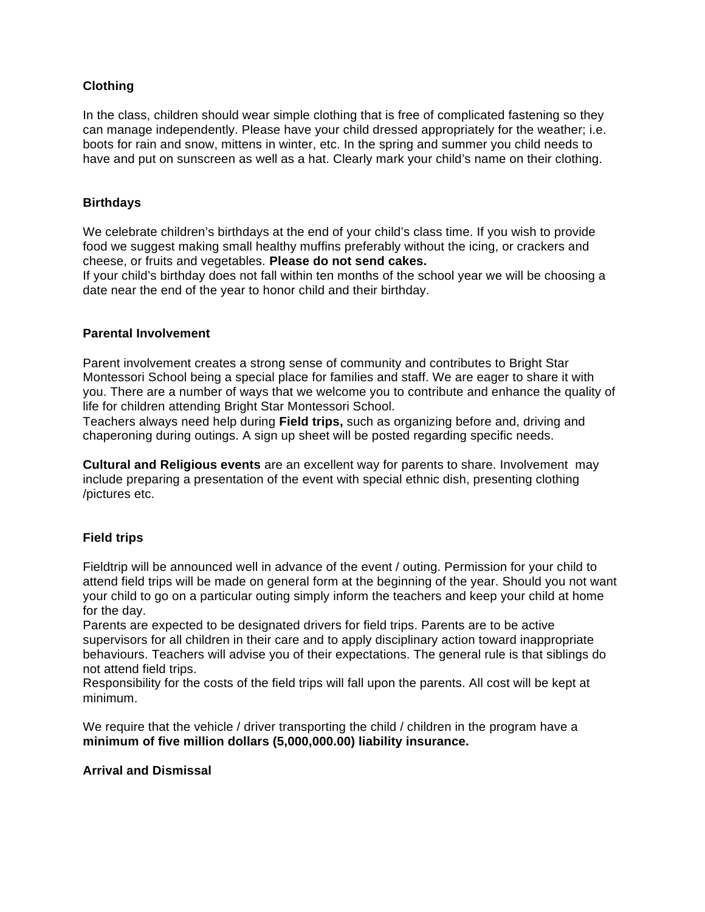**Clothing**

In the class, children should wear simple clothing that is free of complicated fastening so they can manage independently. Please have your child dressed appropriately for the weather; i.e. boots for rain and snow, mittens in winter, etc. In the spring and summer you child needs to have and put on sunscreen as well as a hat. Clearly mark your child's name on their clothing.

**Birthdays**

We celebrate children's birthdays at the end of your child's class time. If you wish to provide food we suggest making small healthy muffins preferably without the icing, or crackers and cheese, or fruits and vegetables. **Please do not send cakes.**
If your child's birthday does not fall within ten months of the school year we will be choosing a date near the end of the year to honor child and their birthday.

**Parental Involvement**

Parent involvement creates a strong sense of community and contributes to Bright Star Montessori School being a special place for families and staff. We are eager to share it with you. There are a number of ways that we welcome you to contribute and enhance the quality of life for children attending Bright Star Montessori School.
Teachers always need help during **Field trips,** such as organizing before and, driving and chaperoning during outings. A sign up sheet will be posted regarding specific needs.

**Cultural and Religious events** are an excellent way for parents to share. Involvement may include preparing a presentation of the event with special ethnic dish, presenting clothing /pictures etc.

**Field trips**

Fieldtrip will be announced well in advance of the event / outing. Permission for your child to attend field trips will be made on general form at the beginning of the year. Should you not want your child to go on a particular outing simply inform the teachers and keep your child at home for the day.
Parents are expected to be designated drivers for field trips. Parents are to be active supervisors for all children in their care and to apply disciplinary action toward inappropriate behaviours. Teachers will advise you of their expectations. The general rule is that siblings do not attend field trips.
Responsibility for the costs of the field trips will fall upon the parents. All cost will be kept at minimum.

We require that the vehicle / driver transporting the child / children in the program have a **minimum of five million dollars (5,000,000.00) liability insurance.**

**Arrival and Dismissal**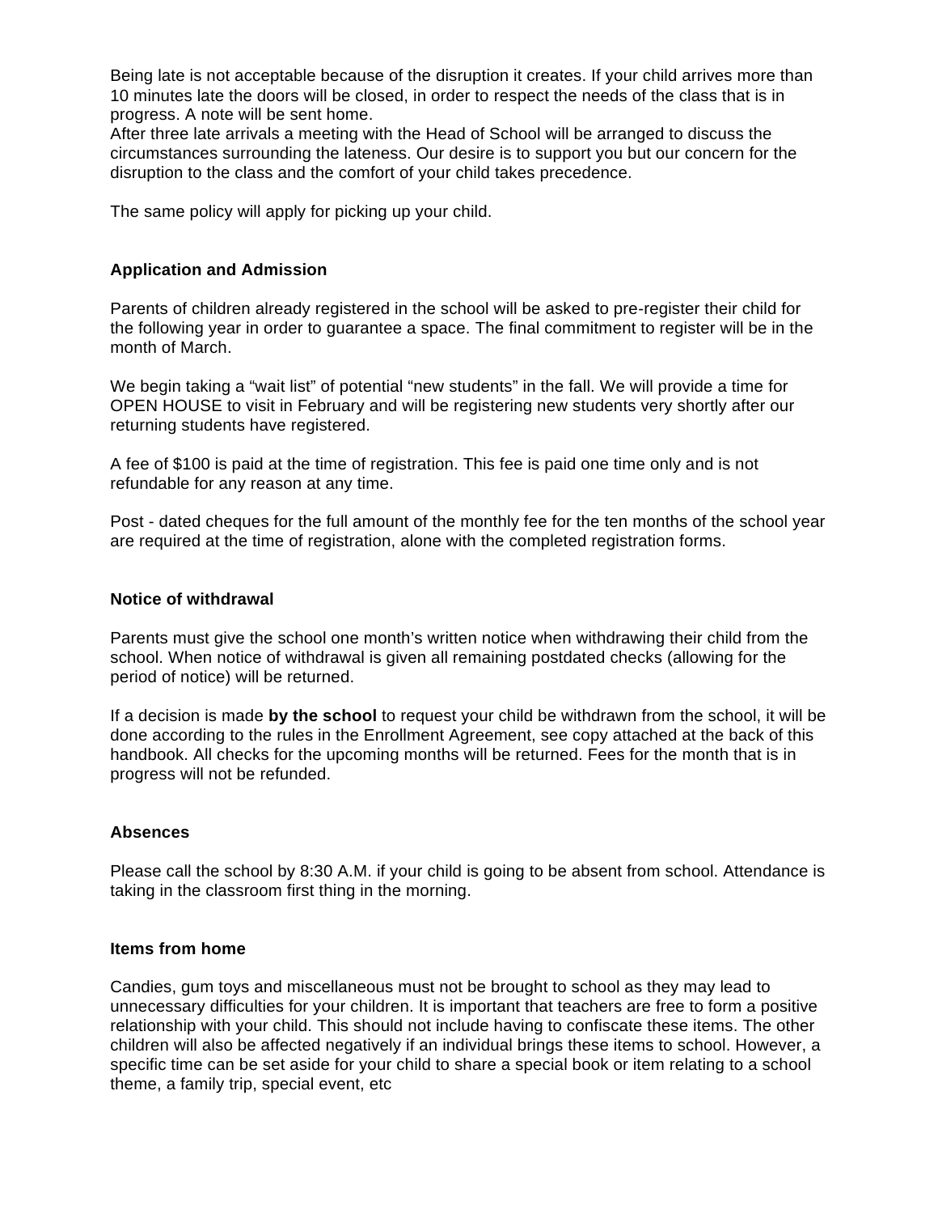Being late is not acceptable because of the disruption it creates. If your child arrives more than 10 minutes late the doors will be closed, in order to respect the needs of the class that is in progress. A note will be sent home.
After three late arrivals a meeting with the Head of School will be arranged to discuss the circumstances surrounding the lateness. Our desire is to support you but our concern for the disruption to the class and the comfort of your child takes precedence.

The same policy will apply for picking up your child.

**Application and Admission**

Parents of children already registered in the school will be asked to pre-register their child for the following year in order to guarantee a space. The final commitment to register will be in the month of March.

We begin taking a “wait list” of potential “new students” in the fall. We will provide a time for OPEN HOUSE to visit in February and will be registering new students very shortly after our returning students have registered.

A fee of $100 is paid at the time of registration. This fee is paid one time only and is not refundable for any reason at any time.

Post - dated cheques for the full amount of the monthly fee for the ten months of the school year are required at the time of registration, alone with the completed registration forms.

**Notice of withdrawal**

Parents must give the school one month’s written notice when withdrawing their child from the school. When notice of withdrawal is given all remaining postdated checks (allowing for the period of notice) will be returned.

If a decision is made **by the school** to request your child be withdrawn from the school, it will be done according to the rules in the Enrollment Agreement, see copy attached at the back of this handbook. All checks for the upcoming months will be returned. Fees for the month that is in progress will not be refunded.

**Absences**

Please call the school by 8:30 A.M. if your child is going to be absent from school. Attendance is taking in the classroom first thing in the morning.

**Items from home**

Candies, gum toys and miscellaneous must not be brought to school as they may lead to unnecessary difficulties for your children. It is important that teachers are free to form a positive relationship with your child. This should not include having to confiscate these items. The other children will also be affected negatively if an individual brings these items to school. However, a specific time can be set aside for your child to share a special book or item relating to a school theme, a family trip, special event, etc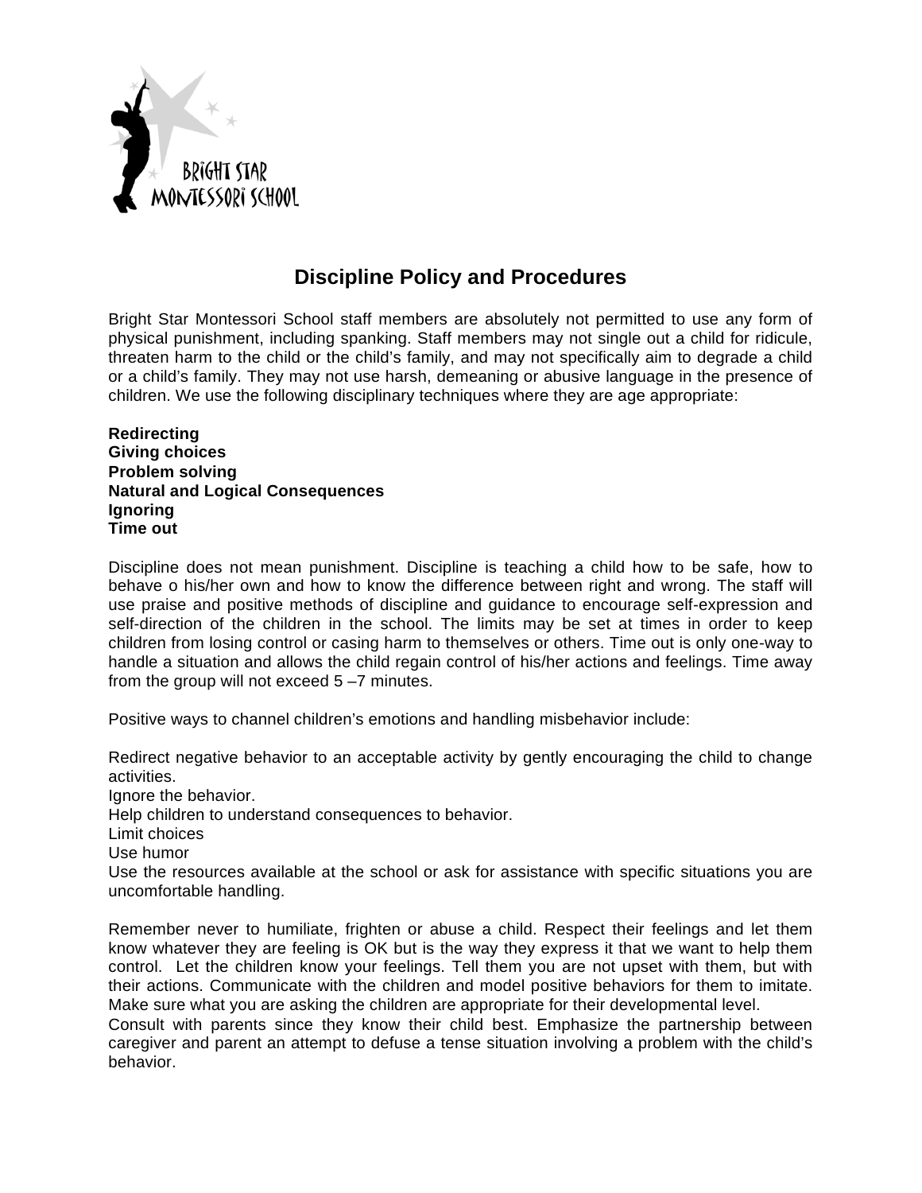BRIGHT STAR MONTESSORI SCHOOL

# Discipline Policy and Procedures

Bright Star Montessori School staff members are absolutely not permitted to use any form of physical punishment, including spanking. Staff members may not single out a child for ridicule, threaten harm to the child or the child's family, and may not specifically aim to degrade a child or a child's family. They may not use harsh, demeaning or abusive language in the presence of children. We use the following disciplinary techniques where they are age appropriate:

**Redirecting**
**Giving choices**
**Problem solving**
**Natural and Logical Consequences**
**Ignoring**
**Time out**

Discipline does not mean punishment. Discipline is teaching a child how to be safe, how to behave o his/her own and how to know the difference between right and wrong. The staff will use praise and positive methods of discipline and guidance to encourage self-expression and self-direction of the children in the school. The limits may be set at times in order to keep children from losing control or casing harm to themselves or others. Time out is only one-way to handle a situation and allows the child regain control of his/her actions and feelings. Time away from the group will not exceed 5 –7 minutes.

Positive ways to channel children's emotions and handling misbehavior include:

Redirect negative behavior to an acceptable activity by gently encouraging the child to change activities.
Ignore the behavior.
Help children to understand consequences to behavior.
Limit choices
Use humor
Use the resources available at the school or ask for assistance with specific situations you are uncomfortable handling.

Remember never to humiliate, frighten or abuse a child. Respect their feelings and let them know whatever they are feeling is OK but is the way they express it that we want to help them control. Let the children know your feelings. Tell them you are not upset with them, but with their actions. Communicate with the children and model positive behaviors for them to imitate. Make sure what you are asking the children are appropriate for their developmental level.
Consult with parents since they know their child best. Emphasize the partnership between caregiver and parent an attempt to defuse a tense situation involving a problem with the child's behavior.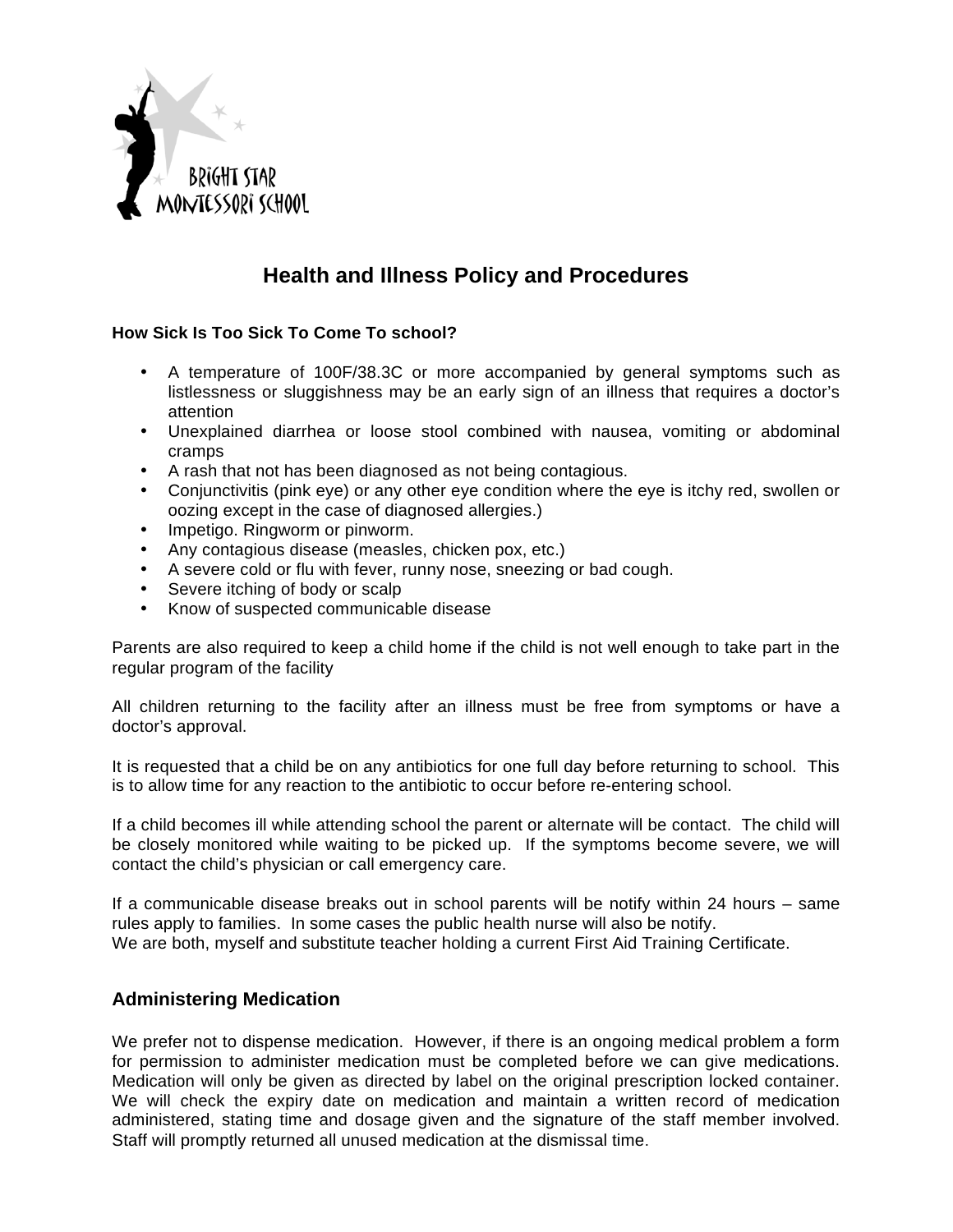# Health and Illness Policy and Procedures

**How Sick Is Too Sick To Come To school?**

- A temperature of 100F/38.3C or more accompanied by general symptoms such as listlessness or sluggishness may be an early sign of an illness that requires a doctor's attention
- Unexplained diarrhea or loose stool combined with nausea, vomiting or abdominal cramps
- A rash that not has been diagnosed as not being contagious.
- Conjunctivitis (pink eye) or any other eye condition where the eye is itchy red, swollen or oozing except in the case of diagnosed allergies.)
- Impetigo. Ringworm or pinworm.
- Any contagious disease (measles, chicken pox, etc.)
- A severe cold or flu with fever, runny nose, sneezing or bad cough.
- Severe itching of body or scalp
- Know of suspected communicable disease

Parents are also required to keep a child home if the child is not well enough to take part in the regular program of the facility

All children returning to the facility after an illness must be free from symptoms or have a doctor's approval.

It is requested that a child be on any antibiotics for one full day before returning to school. This is to allow time for any reaction to the antibiotic to occur before re-entering school.

If a child becomes ill while attending school the parent or alternate will be contact. The child will be closely monitored while waiting to be picked up. If the symptoms become severe, we will contact the child's physician or call emergency care.

If a communicable disease breaks out in school parents will be notify within 24 hours – same rules apply to families. In some cases the public health nurse will also be notify.
We are both, myself and substitute teacher holding a current First Aid Training Certificate.

## Administering Medication

We prefer not to dispense medication. However, if there is an ongoing medical problem a form for permission to administer medication must be completed before we can give medications. Medication will only be given as directed by label on the original prescription locked container. We will check the expiry date on medication and maintain a written record of medication administered, stating time and dosage given and the signature of the staff member involved. Staff will promptly returned all unused medication at the dismissal time.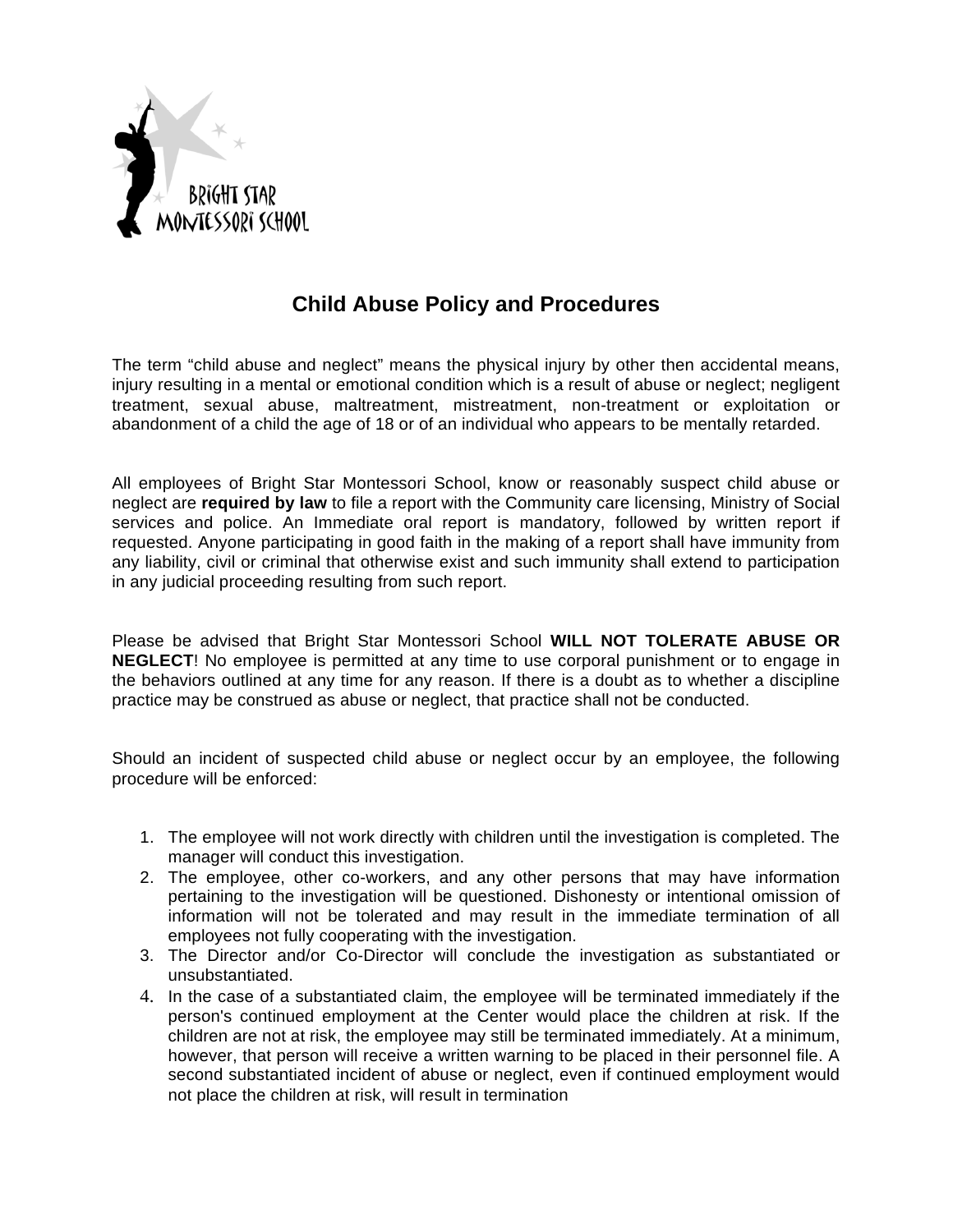BRIGHT STAR MONTESSORI SCHOOL

# Child Abuse Policy and Procedures

The term "child abuse and neglect" means the physical injury by other then accidental means, injury resulting in a mental or emotional condition which is a result of abuse or neglect; negligent treatment, sexual abuse, maltreatment, mistreatment, non-treatment or exploitation or abandonment of a child the age of 18 or of an individual who appears to be mentally retarded.

All employees of Bright Star Montessori School, know or reasonably suspect child abuse or neglect are **required by law** to file a report with the Community care licensing, Ministry of Social services and police. An Immediate oral report is mandatory, followed by written report if requested. Anyone participating in good faith in the making of a report shall have immunity from any liability, civil or criminal that otherwise exist and such immunity shall extend to participation in any judicial proceeding resulting from such report.

Please be advised that Bright Star Montessori School **WILL NOT TOLERATE ABUSE OR NEGLECT**! No employee is permitted at any time to use corporal punishment or to engage in the behaviors outlined at any time for any reason. If there is a doubt as to whether a discipline practice may be construed as abuse or neglect, that practice shall not be conducted.

Should an incident of suspected child abuse or neglect occur by an employee, the following procedure will be enforced:

1. The employee will not work directly with children until the investigation is completed. The manager will conduct this investigation.
2. The employee, other co-workers, and any other persons that may have information pertaining to the investigation will be questioned. Dishonesty or intentional omission of information will not be tolerated and may result in the immediate termination of all employees not fully cooperating with the investigation.
3. The Director and/or Co-Director will conclude the investigation as substantiated or unsubstantiated.
4. In the case of a substantiated claim, the employee will be terminated immediately if the person's continued employment at the Center would place the children at risk. If the children are not at risk, the employee may still be terminated immediately. At a minimum, however, that person will receive a written warning to be placed in their personnel file. A second substantiated incident of abuse or neglect, even if continued employment would not place the children at risk, will result in termination